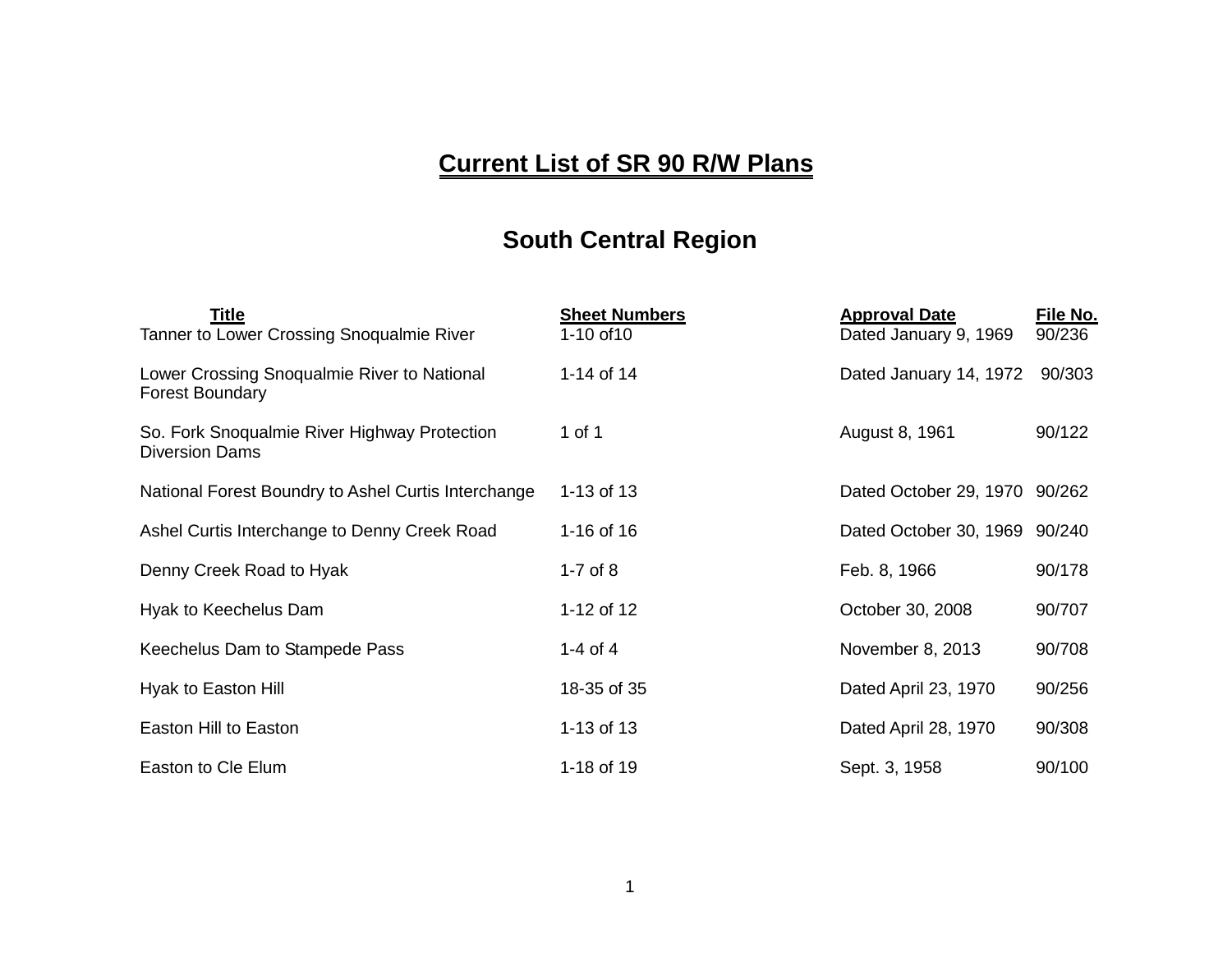# Current List of SR 90 R/W Plans

## South Central Region

| Title | Sheet Numbers | Approval Date | File No. |
|---|---|---|---|
| Tanner to Lower Crossing Snoqualmie River | 1-10 of10 | Dated January 9, 1969 | 90/236 |
| Lower Crossing Snoqualmie River to National Forest Boundary | 1-14 of 14 | Dated January 14, 1972 | 90/303 |
| So. Fork Snoqualmie River Highway Protection Diversion Dams | 1 of 1 | August 8, 1961 | 90/122 |
| National Forest Boundry to Ashel Curtis Interchange | 1-13 of 13 | Dated October 29, 1970 | 90/262 |
| Ashel Curtis Interchange to Denny Creek Road | 1-16 of 16 | Dated October 30, 1969 | 90/240 |
| Denny Creek Road to Hyak | 1-7 of 8 | Feb. 8, 1966 | 90/178 |
| Hyak to Keechelus Dam | 1-12 of 12 | October 30, 2008 | 90/707 |
| Keechelus Dam to Stampede Pass | 1-4 of 4 | November 8, 2013 | 90/708 |
| Hyak to Easton Hill | 18-35 of 35 | Dated April 23, 1970 | 90/256 |
| Easton Hill to Easton | 1-13 of 13 | Dated April 28, 1970 | 90/308 |
| Easton to Cle Elum | 1-18 of 19 | Sept. 3, 1958 | 90/100 |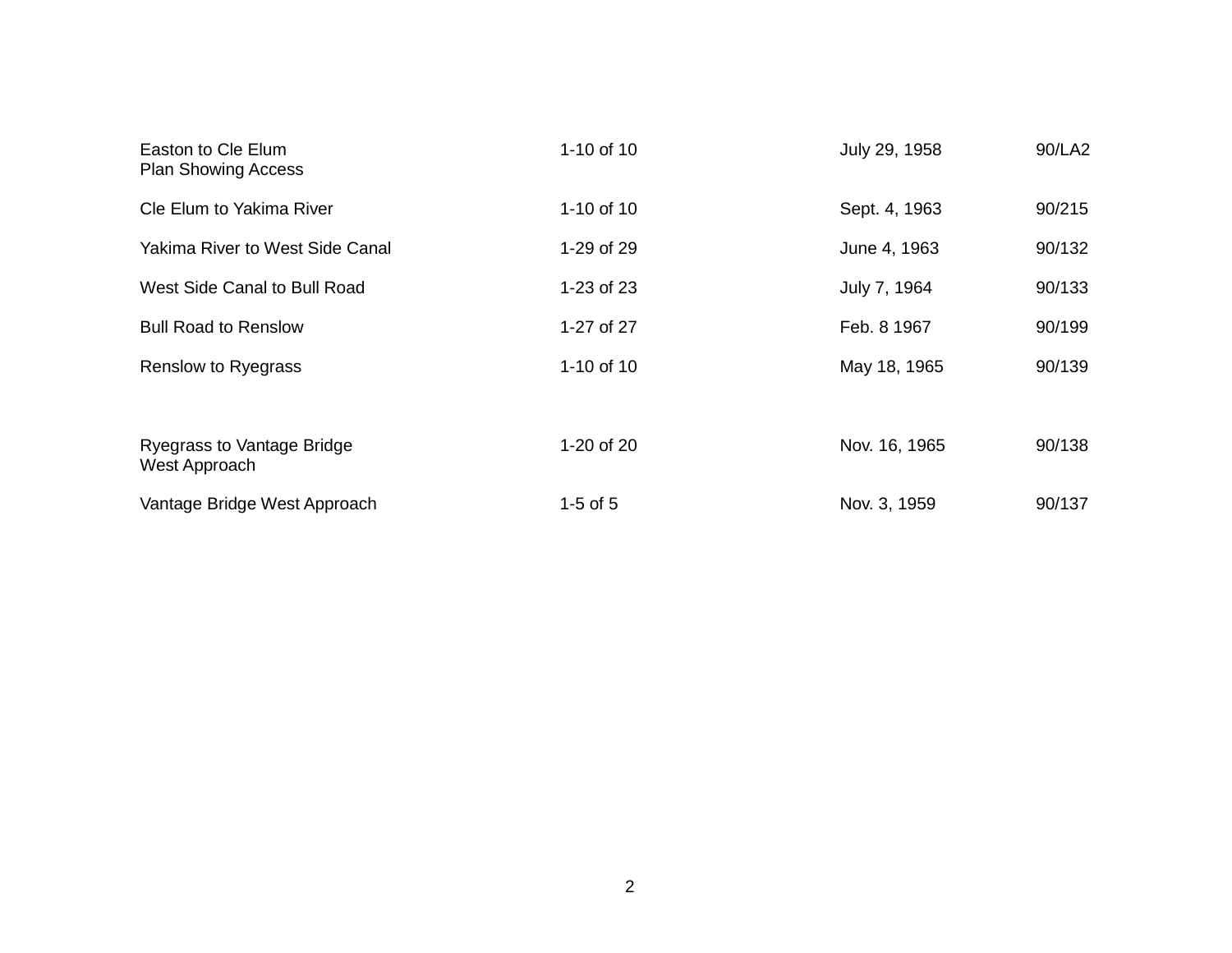| | | | |
|---|---|---|---|
| Easton to Cle Elum Plan Showing Access | 1-10 of 10 | July 29, 1958 | 90/LA2 |
| Cle Elum to Yakima River | 1-10 of 10 | Sept. 4, 1963 | 90/215 |
| Yakima River to West Side Canal | 1-29 of 29 | June 4, 1963 | 90/132 |
| West Side Canal to Bull Road | 1-23 of 23 | July 7, 1964 | 90/133 |
| Bull Road to Renslow | 1-27 of 27 | Feb. 8 1967 | 90/199 |
| Renslow to Ryegrass | 1-10 of 10 | May 18, 1965 | 90/139 |
| Ryegrass to Vantage Bridge West Approach | 1-20 of 20 | Nov. 16, 1965 | 90/138 |
| Vantage Bridge West Approach | 1-5 of 5 | Nov. 3, 1959 | 90/137 |